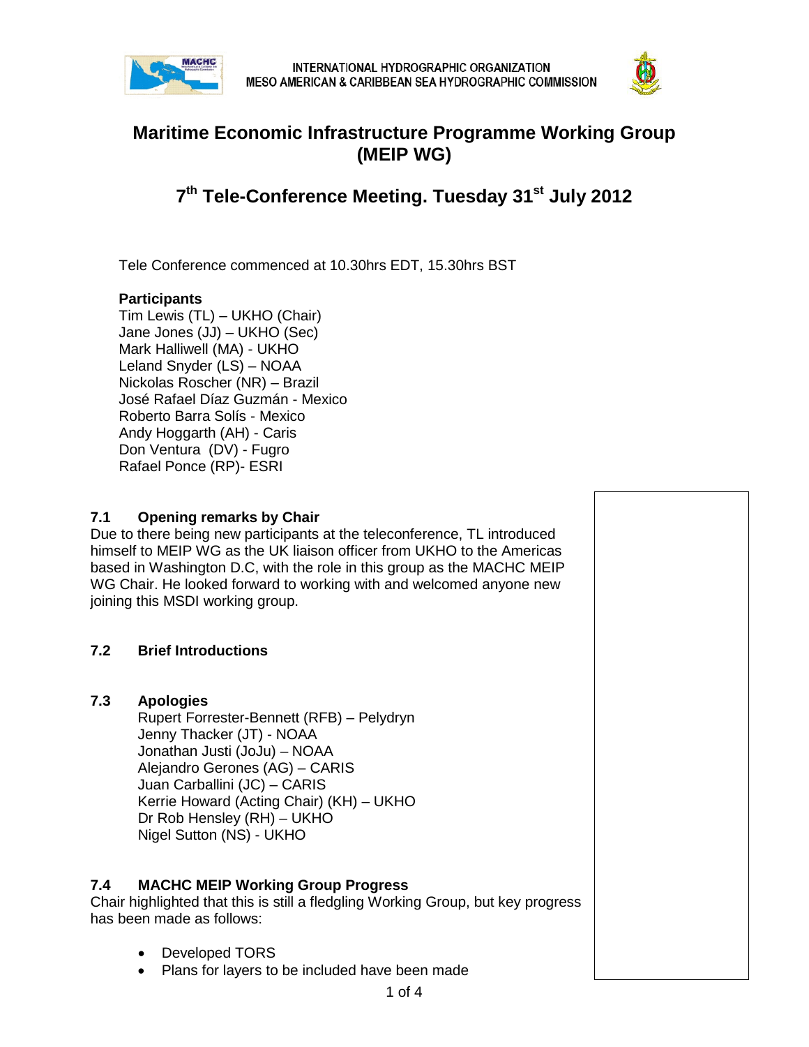INTERNATIONAL HYDROGRAPHIC ORGANIZATION
MESO AMERICAN & CARIBBEAN SEA HYDROGRAPHIC COMMISSION

# Maritime Economic Infrastructure Programme Working Group (MEIP WG)

## 7th Tele-Conference Meeting. Tuesday 31st July 2012

Tele Conference commenced at 10.30hrs EDT, 15.30hrs BST

**Participants**
Tim Lewis (TL) – UKHO (Chair)
Jane Jones (JJ) – UKHO (Sec)
Mark Halliwell (MA) - UKHO
Leland Snyder (LS) – NOAA
Nickolas Roscher (NR) – Brazil
José Rafael Díaz Guzmán - Mexico
Roberto Barra Solís - Mexico
Andy Hoggarth (AH) - Caris
Don Ventura (DV) - Fugro
Rafael Ponce (RP)- ESRI

### 7.1 Opening remarks by Chair

Due to there being new participants at the teleconference, TL introduced himself to MEIP WG as the UK liaison officer from UKHO to the Americas based in Washington D.C, with the role in this group as the MACHC MEIP WG Chair. He looked forward to working with and welcomed anyone new joining this MSDI working group.

### 7.2 Brief Introductions

### 7.3 Apologies

Rupert Forrester-Bennett (RFB) – Pelydryn
Jenny Thacker (JT) - NOAA
Jonathan Justi (JoJu) – NOAA
Alejandro Gerones (AG) – CARIS
Juan Carballini (JC) – CARIS
Kerrie Howard (Acting Chair) (KH) – UKHO
Dr Rob Hensley (RH) – UKHO
Nigel Sutton (NS) - UKHO

### 7.4 MACHC MEIP Working Group Progress

Chair highlighted that this is still a fledgling Working Group, but key progress has been made as follows:

- Developed TORS
- Plans for layers to be included have been made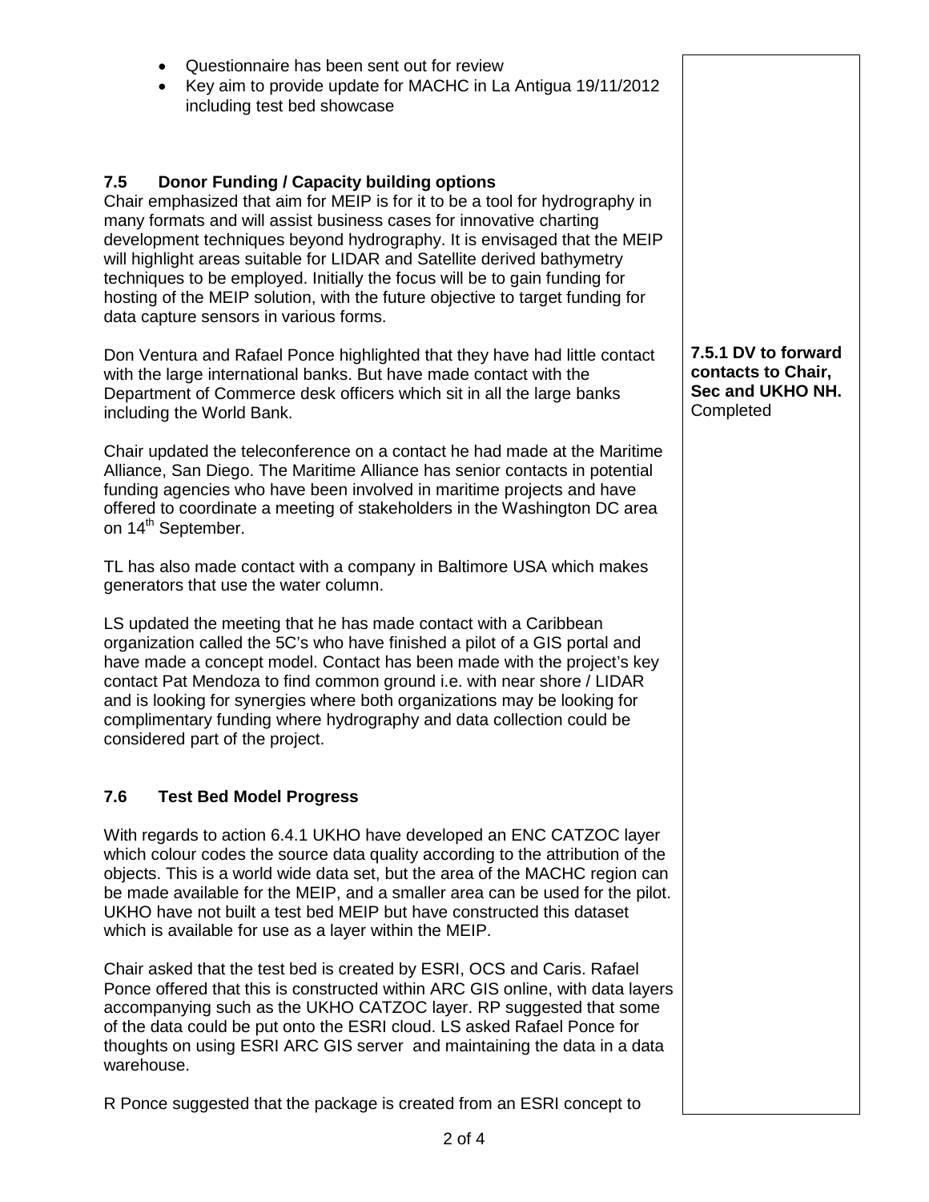- Questionnaire has been sent out for review
- Key aim to provide update for MACHC in La Antigua 19/11/2012 including test bed showcase

### 7.5 Donor Funding / Capacity building options

Chair emphasized that aim for MEIP is for it to be a tool for hydrography in many formats and will assist business cases for innovative charting development techniques beyond hydrography. It is envisaged that the MEIP will highlight areas suitable for LIDAR and Satellite derived bathymetry techniques to be employed. Initially the focus will be to gain funding for hosting of the MEIP solution, with the future objective to target funding for data capture sensors in various forms.

Don Ventura and Rafael Ponce highlighted that they have had little contact with the large international banks. But have made contact with the Department of Commerce desk officers which sit in all the large banks including the World Bank.

**7.5.1 DV to forward contacts to Chair, Sec and UKHO NH.** Completed

Chair updated the teleconference on a contact he had made at the Maritime Alliance, San Diego. The Maritime Alliance has senior contacts in potential funding agencies who have been involved in maritime projects and have offered to coordinate a meeting of stakeholders in the Washington DC area on 14th September.

TL has also made contact with a company in Baltimore USA which makes generators that use the water column.

LS updated the meeting that he has made contact with a Caribbean organization called the 5C's who have finished a pilot of a GIS portal and have made a concept model. Contact has been made with the project's key contact Pat Mendoza to find common ground i.e. with near shore / LIDAR and is looking for synergies where both organizations may be looking for complimentary funding where hydrography and data collection could be considered part of the project.

### 7.6 Test Bed Model Progress

With regards to action 6.4.1 UKHO have developed an ENC CATZOC layer which colour codes the source data quality according to the attribution of the objects. This is a world wide data set, but the area of the MACHC region can be made available for the MEIP, and a smaller area can be used for the pilot. UKHO have not built a test bed MEIP but have constructed this dataset which is available for use as a layer within the MEIP.

Chair asked that the test bed is created by ESRI, OCS and Caris. Rafael Ponce offered that this is constructed within ARC GIS online, with data layers accompanying such as the UKHO CATZOC layer. RP suggested that some of the data could be put onto the ESRI cloud. LS asked Rafael Ponce for thoughts on using ESRI ARC GIS server and maintaining the data in a data warehouse.

R Ponce suggested that the package is created from an ESRI concept to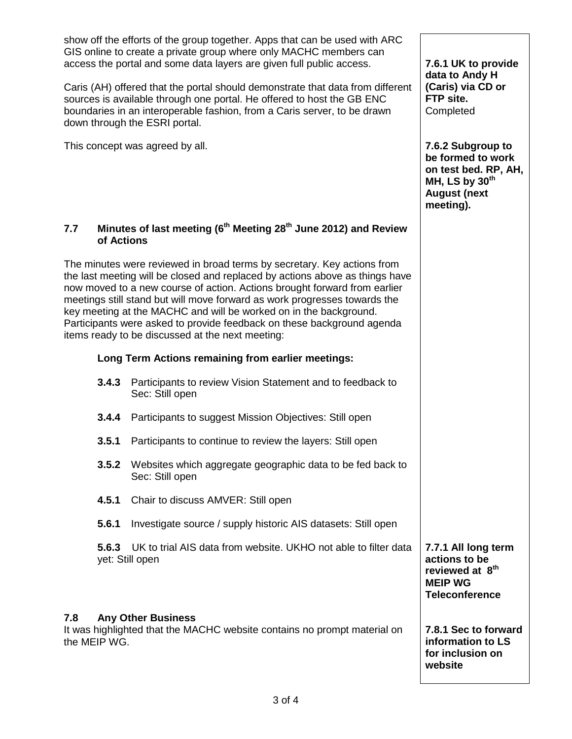show off the efforts of the group together. Apps that can be used with ARC GIS online to create a private group where only MACHC members can access the portal and some data layers are given full public access.

**7.6.1 UK to provide data to Andy H (Caris) via CD or FTP site.** Completed

Caris (AH) offered that the portal should demonstrate that data from different sources is available through one portal. He offered to host the GB ENC boundaries in an interoperable fashion, from a Caris server, to be drawn down through the ESRI portal.

This concept was agreed by all.

**7.6.2 Subgroup to be formed to work on test bed. RP, AH, MH, LS by 30th August (next meeting).**

## 7.7 Minutes of last meeting (6th Meeting 28th June 2012) and Review of Actions

The minutes were reviewed in broad terms by secretary. Key actions from the last meeting will be closed and replaced by actions above as things have now moved to a new course of action. Actions brought forward from earlier meetings still stand but will move forward as work progresses towards the key meeting at the MACHC and will be worked on in the background. Participants were asked to provide feedback on these background agenda items ready to be discussed at the next meeting:

**Long Term Actions remaining from earlier meetings:**

- **3.4.3** Participants to review Vision Statement and to feedback to Sec: Still open
- **3.4.4** Participants to suggest Mission Objectives: Still open
- **3.5.1** Participants to continue to review the layers: Still open
- **3.5.2** Websites which aggregate geographic data to be fed back to Sec: Still open
- **4.5.1** Chair to discuss AMVER: Still open
- **5.6.1** Investigate source / supply historic AIS datasets: Still open
- **5.6.3** UK to trial AIS data from website. UKHO not able to filter data yet: Still open

**7.7.1 All long term actions to be reviewed at 8th MEIP WG Teleconference**

## 7.8 Any Other Business

It was highlighted that the MACHC website contains no prompt material on the MEIP WG.

**7.8.1 Sec to forward information to LS for inclusion on website**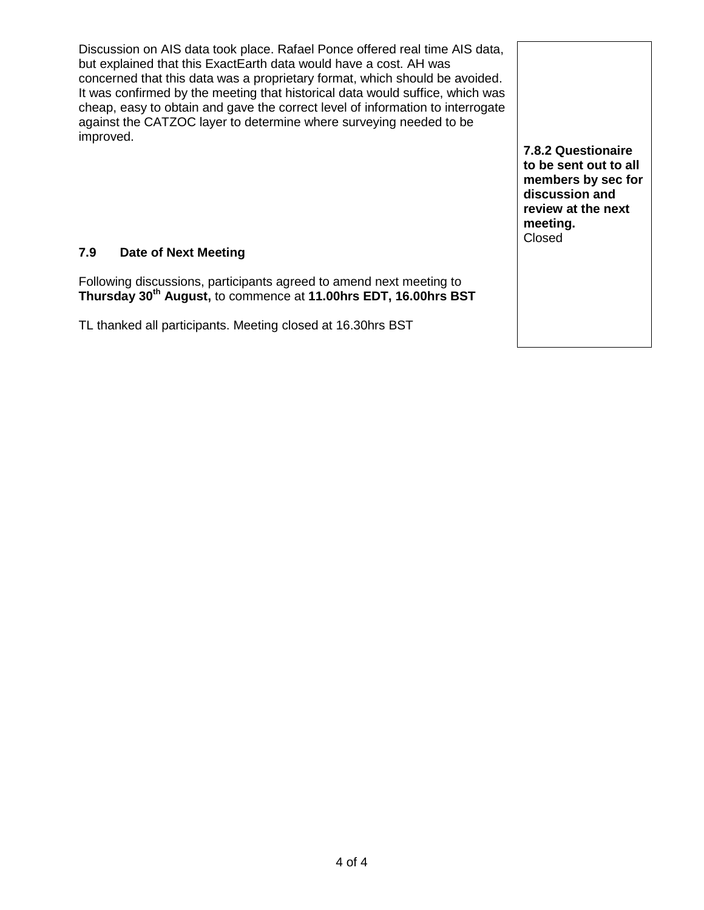Discussion on AIS data took place. Rafael Ponce offered real time AIS data, but explained that this ExactEarth data would have a cost. AH was concerned that this data was a proprietary format, which should be avoided. It was confirmed by the meeting that historical data would suffice, which was cheap, easy to obtain and gave the correct level of information to interrogate against the CATZOC layer to determine where surveying needed to be improved.

**7.8.2 Questionaire to be sent out to all members by sec for discussion and review at the next meeting.**
Closed

### 7.9 Date of Next Meeting

Following discussions, participants agreed to amend next meeting to **Thursday 30th August,** to commence at **11.00hrs EDT, 16.00hrs BST**

TL thanked all participants. Meeting closed at 16.30hrs BST